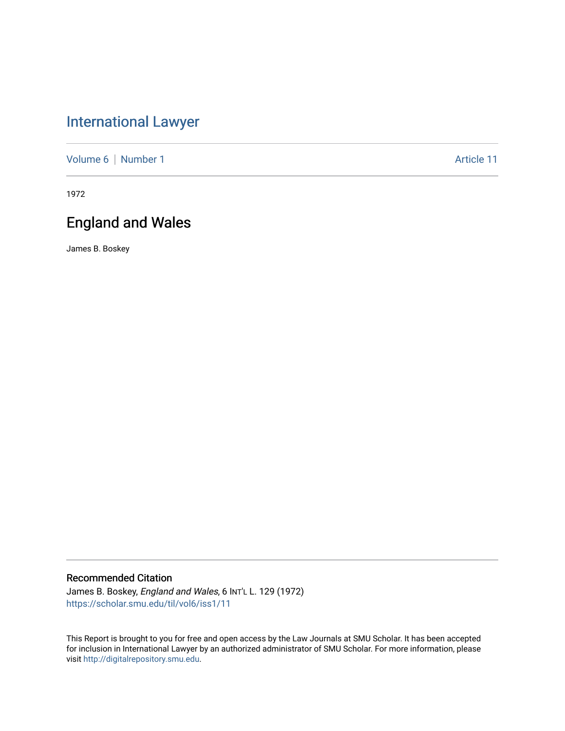# International Lawyer

Volume 6 | Number 1 | Article 11

1972

## England and Wales

James B. Boskey

### Recommended Citation

James B. Boskey, *England and Wales*, 6 INT'L L. 129 (1972)
https://scholar.smu.edu/til/vol6/iss1/11

This Report is brought to you for free and open access by the Law Journals at SMU Scholar. It has been accepted for inclusion in International Lawyer by an authorized administrator of SMU Scholar. For more information, please visit http://digitalrepository.smu.edu.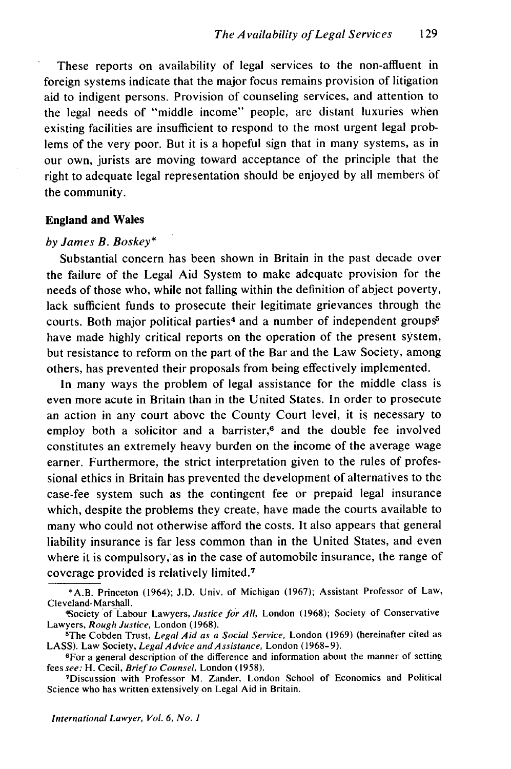These reports on availability of legal services to the non-affluent in foreign systems indicate that the major focus remains provision of litigation aid to indigent persons. Provision of counseling services, and attention to the legal needs of "middle income" people, are distant luxuries when existing facilities are insufficient to respond to the most urgent legal problems of the very poor. But it is a hopeful sign that in many systems, as in our own, jurists are moving toward acceptance of the principle that the right to adequate legal representation should be enjoyed by all members of the community.

## England and Wales

*by James B. Boskey**

Substantial concern has been shown in Britain in the past decade over the failure of the Legal Aid System to make adequate provision for the needs of those who, while not falling within the definition of abject poverty, lack sufficient funds to prosecute their legitimate grievances through the courts. Both major political parties[4] and a number of independent groups[5] have made highly critical reports on the operation of the present system, but resistance to reform on the part of the Bar and the Law Society, among others, has prevented their proposals from being effectively implemented.

In many ways the problem of legal assistance for the middle class is even more acute in Britain than in the United States. In order to prosecute an action in any court above the County Court level, it is necessary to employ both a solicitor and a barrister,[6] and the double fee involved constitutes an extremely heavy burden on the income of the average wage earner. Furthermore, the strict interpretation given to the rules of professional ethics in Britain has prevented the development of alternatives to the case-fee system such as the contingent fee or prepaid legal insurance which, despite the problems they create, have made the courts available to many who could not otherwise afford the costs. It also appears that general liability insurance is far less common than in the United States, and even where it is compulsory, as in the case of automobile insurance, the range of coverage provided is relatively limited.[7]

---

*A.B. Princeton (1964); J.D. Univ. of Michigan (1967); Assistant Professor of Law, Cleveland-Marshall.

[4]Society of Labour Lawyers, *Justice for All*, London (1968); Society of Conservative Lawyers, *Rough Justice*, London (1968).

[5]The Cobden Trust, *Legal Aid as a Social Service*, London (1969) (hereinafter cited as LASS). Law Society, *Legal Advice and Assistance*, London (1968-9).

[6]For a general description of the difference and information about the manner of setting fees *see:* H. Cecil, *Brief to Counsel*, London (1958).

[7]Discussion with Professor M. Zander, London School of Economics and Political Science who has written extensively on Legal Aid in Britain.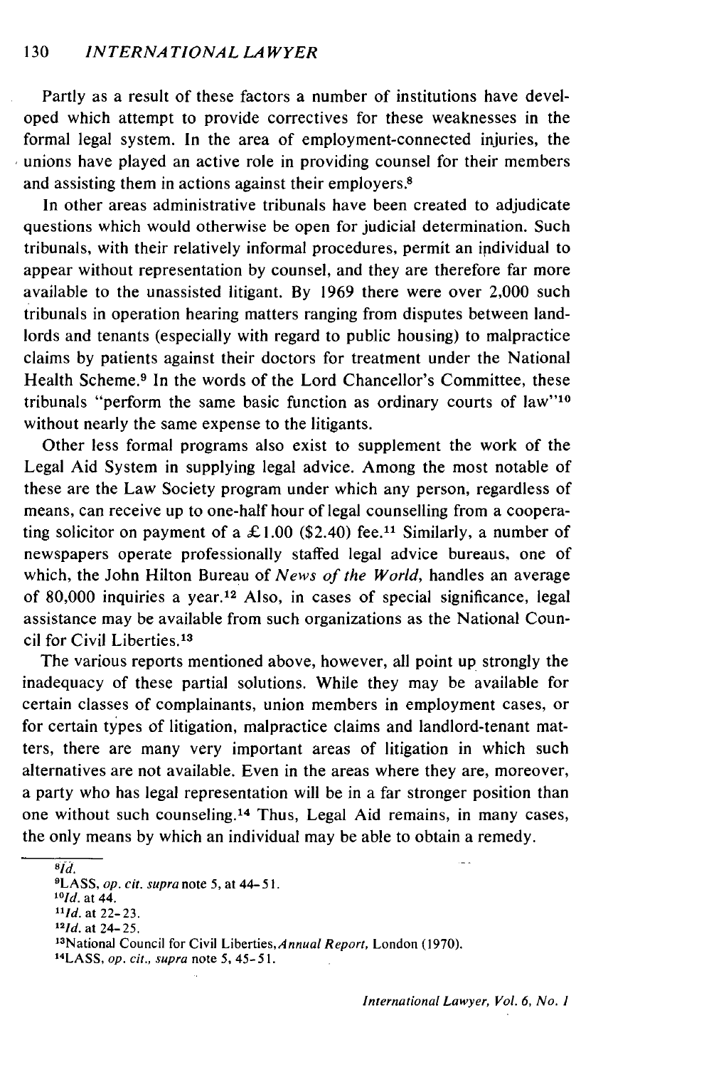Partly as a result of these factors a number of institutions have developed which attempt to provide correctives for these weaknesses in the formal legal system. In the area of employment-connected injuries, the unions have played an active role in providing counsel for their members and assisting them in actions against their employers.[8]

In other areas administrative tribunals have been created to adjudicate questions which would otherwise be open for judicial determination. Such tribunals, with their relatively informal procedures, permit an individual to appear without representation by counsel, and they are therefore far more available to the unassisted litigant. By 1969 there were over 2,000 such tribunals in operation hearing matters ranging from disputes between landlords and tenants (especially with regard to public housing) to malpractice claims by patients against their doctors for treatment under the National Health Scheme.[9] In the words of the Lord Chancellor's Committee, these tribunals "perform the same basic function as ordinary courts of law"[10] without nearly the same expense to the litigants.

Other less formal programs also exist to supplement the work of the Legal Aid System in supplying legal advice. Among the most notable of these are the Law Society program under which any person, regardless of means, can receive up to one-half hour of legal counselling from a cooperating solicitor on payment of a £1.00 ($2.40) fee.[11] Similarly, a number of newspapers operate professionally staffed legal advice bureaus, one of which, the John Hilton Bureau of *News of the World*, handles an average of 80,000 inquiries a year.[12] Also, in cases of special significance, legal assistance may be available from such organizations as the National Council for Civil Liberties.[13]

The various reports mentioned above, however, all point up strongly the inadequacy of these partial solutions. While they may be available for certain classes of complainants, union members in employment cases, or for certain types of litigation, malpractice claims and landlord-tenant matters, there are many very important areas of litigation in which such alternatives are not available. Even in the areas where they are, moreover, a party who has legal representation will be in a far stronger position than one without such counseling.[14] Thus, Legal Aid remains, in many cases, the only means by which an individual may be able to obtain a remedy.

---

[8] *Id.*

[9] LASS, *op. cit. supra* note 5, at 44–51.

[10] *Id.* at 44.

[11] *Id.* at 22–23.

[12] *Id.* at 24–25.

[13] National Council for Civil Liberties, *Annual Report*, London (1970).

[14] LASS, *op. cit., supra* note 5, 45–51.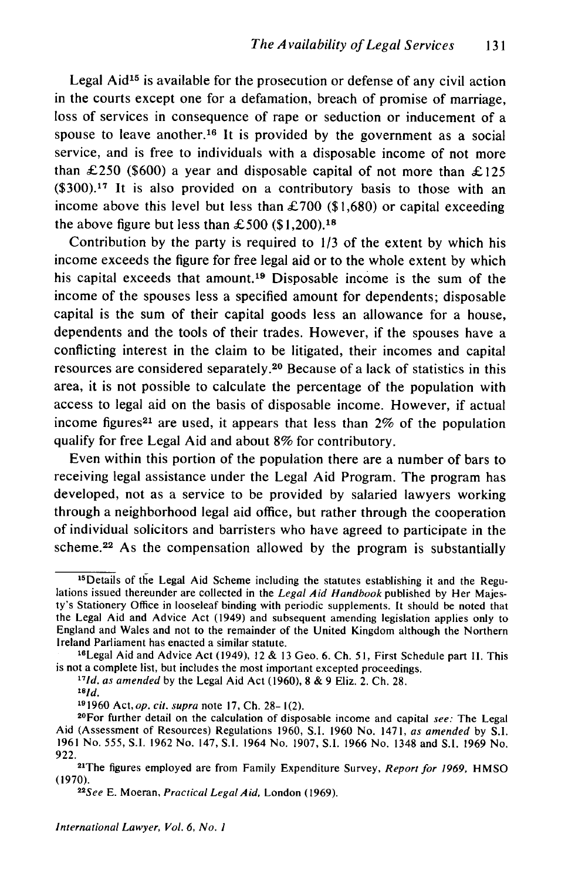Legal Aid[15] is available for the prosecution or defense of any civil action in the courts except one for a defamation, breach of promise of marriage, loss of services in consequence of rape or seduction or inducement of a spouse to leave another.[16] It is provided by the government as a social service, and is free to individuals with a disposable income of not more than £250 ($600) a year and disposable capital of not more than £125 ($300).[17] It is also provided on a contributory basis to those with an income above this level but less than £700 ($1,680) or capital exceeding the above figure but less than £500 ($1,200).[18]

Contribution by the party is required to 1/3 of the extent by which his income exceeds the figure for free legal aid or to the whole extent by which his capital exceeds that amount.[19] Disposable income is the sum of the income of the spouses less a specified amount for dependents; disposable capital is the sum of their capital goods less an allowance for a house, dependents and the tools of their trades. However, if the spouses have a conflicting interest in the claim to be litigated, their incomes and capital resources are considered separately.[20] Because of a lack of statistics in this area, it is not possible to calculate the percentage of the population with access to legal aid on the basis of disposable income. However, if actual income figures[21] are used, it appears that less than 2% of the population qualify for free Legal Aid and about 8% for contributory.

Even within this portion of the population there are a number of bars to receiving legal assistance under the Legal Aid Program. The program has developed, not as a service to be provided by salaried lawyers working through a neighborhood legal aid office, but rather through the cooperation of individual solicitors and barristers who have agreed to participate in the scheme.[22] As the compensation allowed by the program is substantially

---

[15]Details of the Legal Aid Scheme including the statutes establishing it and the Regulations issued thereunder are collected in the *Legal Aid Handbook* published by Her Majesty's Stationery Office in looseleaf binding with periodic supplements. It should be noted that the Legal Aid and Advice Act (1949) and subsequent amending legislation applies only to England and Wales and not to the remainder of the United Kingdom although the Northern Ireland Parliament has enacted a similar statute.

[16]Legal Aid and Advice Act (1949), 12 & 13 Geo. 6. Ch. 51, First Schedule part II. This is not a complete list, but includes the most important excepted proceedings.

[17]*Id. as amended* by the Legal Aid Act (1960), 8 & 9 Eliz. 2. Ch. 28.

[18]*Id.*

[19]1960 Act, *op. cit. supra* note 17, Ch. 28-1(2).

[20]For further detail on the calculation of disposable income and capital *see:* The Legal Aid (Assessment of Resources) Regulations 1960, S.I. 1960 No. 1471, *as amended* by S.I. 1961 No. 555, S.I. 1962 No. 147, S.I. 1964 No. 1907, S.I. 1966 No. 1348 and S.I. 1969 No. 922.

[21]The figures employed are from Family Expenditure Survey, *Report for 1969*, HMSO (1970).

[22]*See* E. Moeran, *Practical Legal Aid*, London (1969).